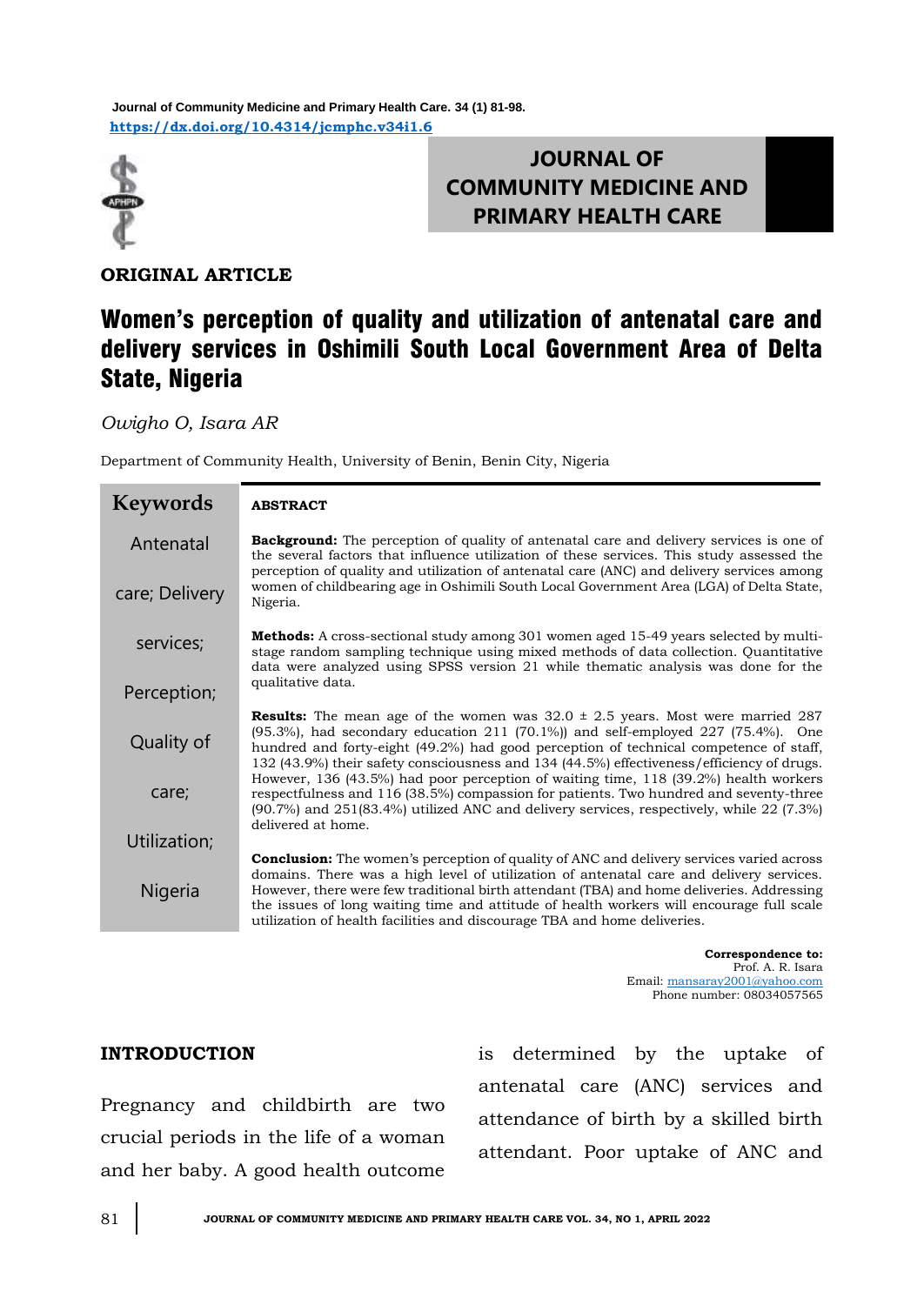**ORIGINAL ARTICLE**

# Women's perception of quality and utilization of antenatal care and delivery services in Oshimili South Local Government Area of Delta State, Nigeria

*Owigho O, Isara AR*

Department of Community Health, University of Benin, Benin City, Nigeria

**Keywords**

Antenatal care; Delivery services; Perception; Quality of care; Utilization; Nigeria

**ABSTRACT**

**Background:** The perception of quality of antenatal care and delivery services is one of the several factors that influence utilization of these services. This study assessed the perception of quality and utilization of antenatal care (ANC) and delivery services among women of childbearing age in Oshimili South Local Government Area (LGA) of Delta State, Nigeria.

**Methods:** A cross-sectional study among 301 women aged 15-49 years selected by multi-stage random sampling technique using mixed methods of data collection. Quantitative data were analyzed using SPSS version 21 while thematic analysis was done for the qualitative data.

**Results:** The mean age of the women was 32.0 ± 2.5 years. Most were married 287 (95.3%), had secondary education 211 (70.1%)) and self-employed 227 (75.4%). One hundred and forty-eight (49.2%) had good perception of technical competence of staff, 132 (43.9%) their safety consciousness and 134 (44.5%) effectiveness/efficiency of drugs. However, 136 (43.5%) had poor perception of waiting time, 118 (39.2%) health workers respectfulness and 116 (38.5%) compassion for patients. Two hundred and seventy-three (90.7%) and 251(83.4%) utilized ANC and delivery services, respectively, while 22 (7.3%) delivered at home.

**Conclusion:** The women's perception of quality of ANC and delivery services varied across domains. There was a high level of utilization of antenatal care and delivery services. However, there were few traditional birth attendant (TBA) and home deliveries. Addressing the issues of long waiting time and attitude of health workers will encourage full scale utilization of health facilities and discourage TBA and home deliveries.

**Correspondence to:**
Prof. A. R. Isara
Email: mansaray2001@yahoo.com
Phone number: 08034057565

## INTRODUCTION

Pregnancy and childbirth are two crucial periods in the life of a woman and her baby. A good health outcome is determined by the uptake of antenatal care (ANC) services and attendance of birth by a skilled birth attendant. Poor uptake of ANC and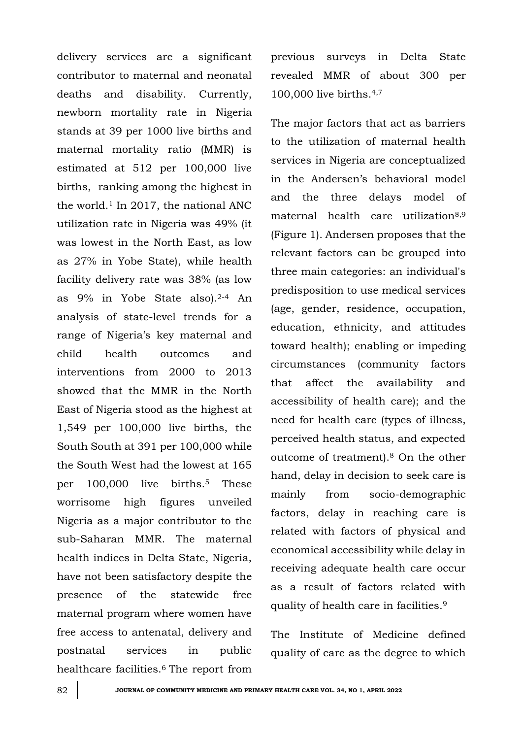delivery services are a significant contributor to maternal and neonatal deaths and disability. Currently, newborn mortality rate in Nigeria stands at 39 per 1000 live births and maternal mortality ratio (MMR) is estimated at 512 per 100,000 live births, ranking among the highest in the world.[1] In 2017, the national ANC utilization rate in Nigeria was 49% (it was lowest in the North East, as low as 27% in Yobe State), while health facility delivery rate was 38% (as low as 9% in Yobe State also).[2-4] An analysis of state-level trends for a range of Nigeria's key maternal and child health outcomes and interventions from 2000 to 2013 showed that the MMR in the North East of Nigeria stood as the highest at 1,549 per 100,000 live births, the South South at 391 per 100,000 while the South West had the lowest at 165 per 100,000 live births.[5] These worrisome high figures unveiled Nigeria as a major contributor to the sub-Saharan MMR. The maternal health indices in Delta State, Nigeria, have not been satisfactory despite the presence of the statewide free maternal program where women have free access to antenatal, delivery and postnatal services in public healthcare facilities.[6] The report from previous surveys in Delta State revealed MMR of about 300 per 100,000 live births.[4,7]

The major factors that act as barriers to the utilization of maternal health services in Nigeria are conceptualized in the Andersen's behavioral model and the three delays model of maternal health care utilization[8,9] (Figure 1). Andersen proposes that the relevant factors can be grouped into three main categories: an individual's predisposition to use medical services (age, gender, residence, occupation, education, ethnicity, and attitudes toward health); enabling or impeding circumstances (community factors that affect the availability and accessibility of health care); and the need for health care (types of illness, perceived health status, and expected outcome of treatment).[8] On the other hand, delay in decision to seek care is mainly from socio-demographic factors, delay in reaching care is related with factors of physical and economical accessibility while delay in receiving adequate health care occur as a result of factors related with quality of health care in facilities.[9]

The Institute of Medicine defined quality of care as the degree to which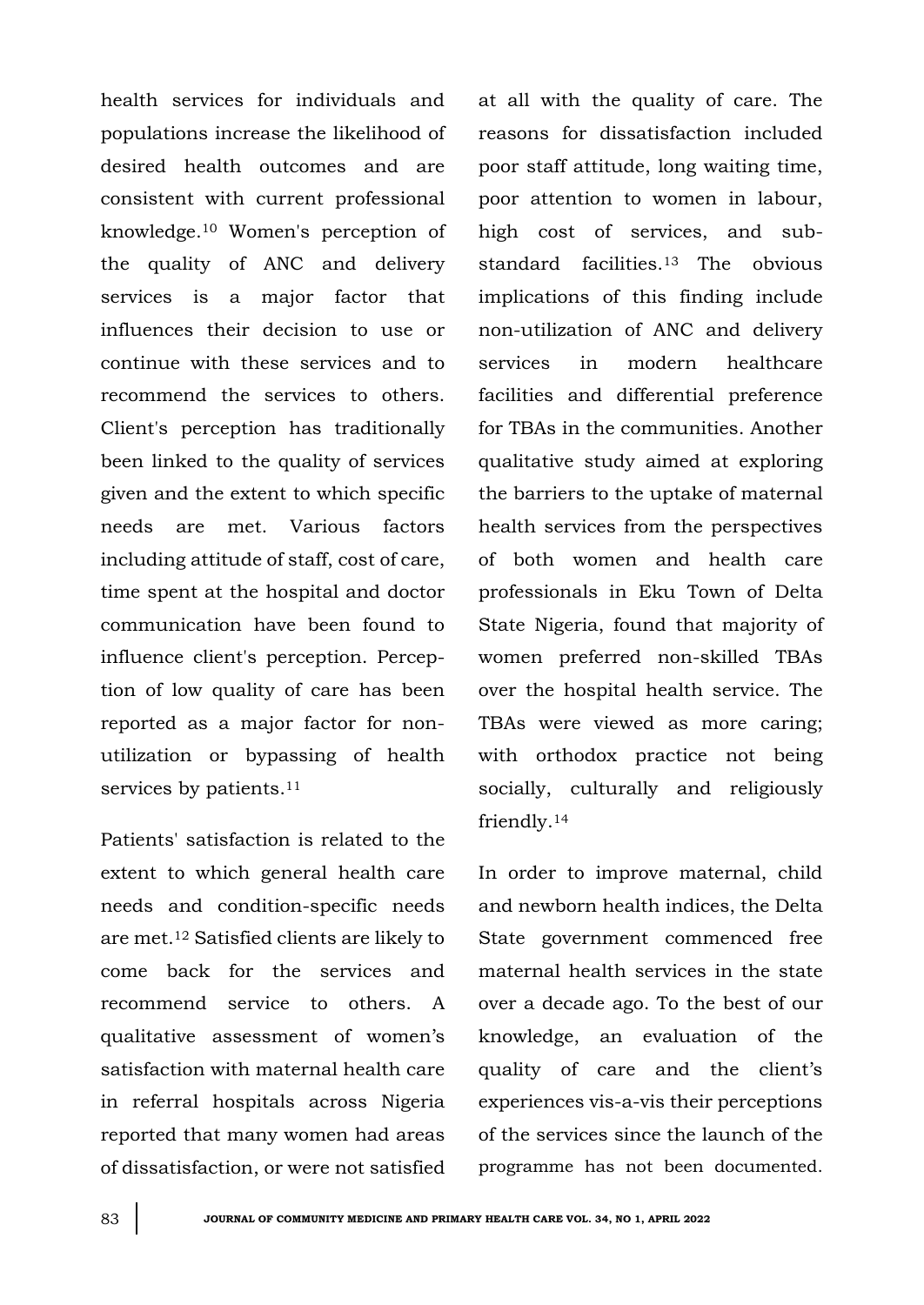health services for individuals and populations increase the likelihood of desired health outcomes and are consistent with current professional knowledge.[10] Women's perception of the quality of ANC and delivery services is a major factor that influences their decision to use or continue with these services and to recommend the services to others. Client's perception has traditionally been linked to the quality of services given and the extent to which specific needs are met. Various factors including attitude of staff, cost of care, time spent at the hospital and doctor communication have been found to influence client's perception. Perception of low quality of care has been reported as a major factor for non-utilization or bypassing of health services by patients.[11]

Patients' satisfaction is related to the extent to which general health care needs and condition-specific needs are met.[12] Satisfied clients are likely to come back for the services and recommend service to others. A qualitative assessment of women's satisfaction with maternal health care in referral hospitals across Nigeria reported that many women had areas of dissatisfaction, or were not satisfied at all with the quality of care. The reasons for dissatisfaction included poor staff attitude, long waiting time, poor attention to women in labour, high cost of services, and sub-standard facilities.[13] The obvious implications of this finding include non-utilization of ANC and delivery services in modern healthcare facilities and differential preference for TBAs in the communities. Another qualitative study aimed at exploring the barriers to the uptake of maternal health services from the perspectives of both women and health care professionals in Eku Town of Delta State Nigeria, found that majority of women preferred non-skilled TBAs over the hospital health service. The TBAs were viewed as more caring; with orthodox practice not being socially, culturally and religiously friendly.[14]

In order to improve maternal, child and newborn health indices, the Delta State government commenced free maternal health services in the state over a decade ago. To the best of our knowledge, an evaluation of the quality of care and the client's experiences vis-a-vis their perceptions of the services since the launch of the programme has not been documented.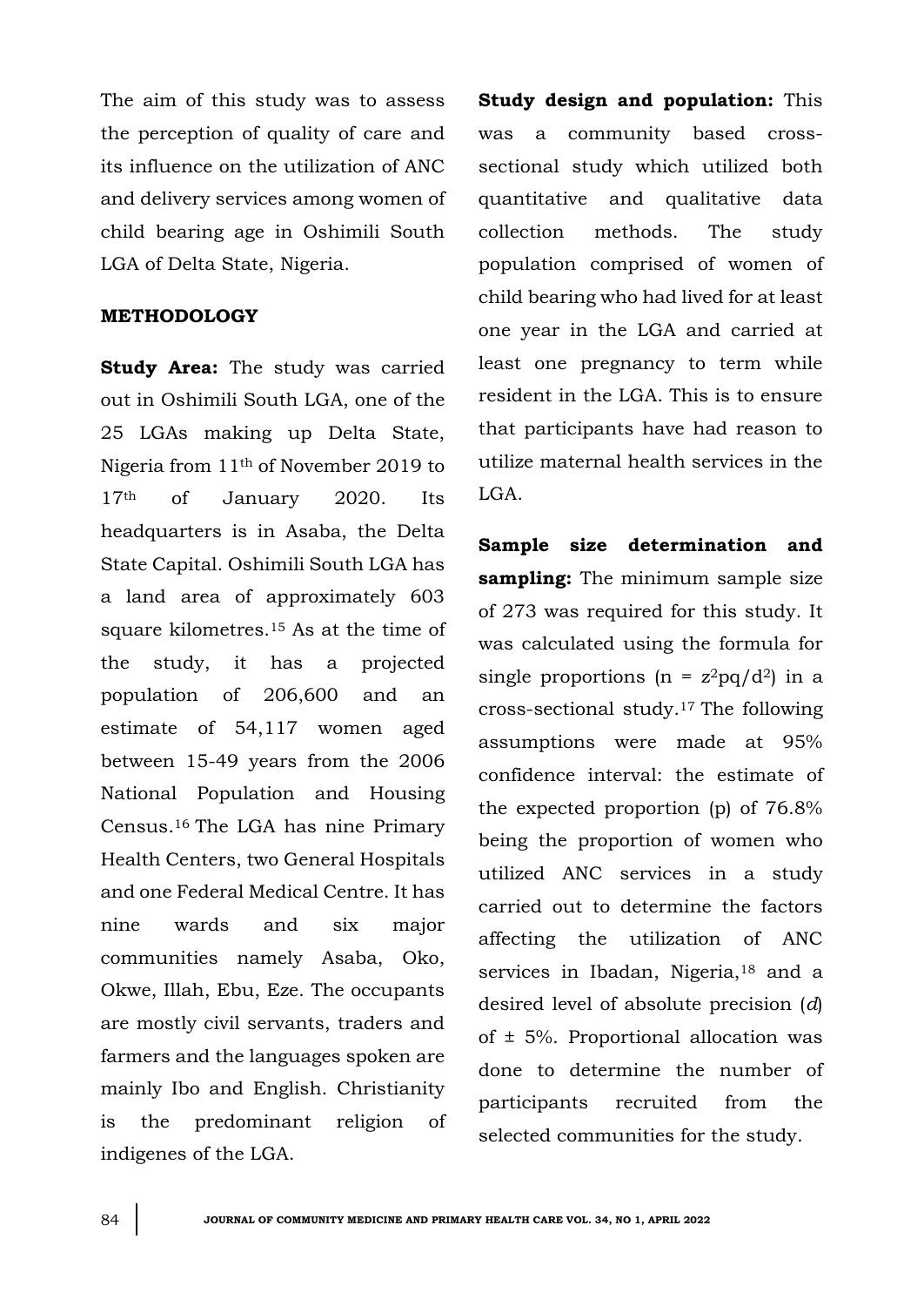The aim of this study was to assess the perception of quality of care and its influence on the utilization of ANC and delivery services among women of child bearing age in Oshimili South LGA of Delta State, Nigeria.

## METHODOLOGY

**Study Area:** The study was carried out in Oshimili South LGA, one of the 25 LGAs making up Delta State, Nigeria from 11th of November 2019 to 17th of January 2020. Its headquarters is in Asaba, the Delta State Capital. Oshimili South LGA has a land area of approximately 603 square kilometres.[15] As at the time of the study, it has a projected population of 206,600 and an estimate of 54,117 women aged between 15-49 years from the 2006 National Population and Housing Census.[16] The LGA has nine Primary Health Centers, two General Hospitals and one Federal Medical Centre. It has nine wards and six major communities namely Asaba, Oko, Okwe, Illah, Ebu, Eze. The occupants are mostly civil servants, traders and farmers and the languages spoken are mainly Ibo and English. Christianity is the predominant religion of indigenes of the LGA.

**Study design and population:** This was a community based cross-sectional study which utilized both quantitative and qualitative data collection methods. The study population comprised of women of child bearing who had lived for at least one year in the LGA and carried at least one pregnancy to term while resident in the LGA. This is to ensure that participants have had reason to utilize maternal health services in the LGA.

**Sample size determination and sampling:** The minimum sample size of 273 was required for this study. It was calculated using the formula for single proportions ($n = z^2pq/d^2$) in a cross-sectional study.[17] The following assumptions were made at 95% confidence interval: the estimate of the expected proportion (p) of 76.8% being the proportion of women who utilized ANC services in a study carried out to determine the factors affecting the utilization of ANC services in Ibadan, Nigeria,[18] and a desired level of absolute precision (*d*) of ± 5%. Proportional allocation was done to determine the number of participants recruited from the selected communities for the study.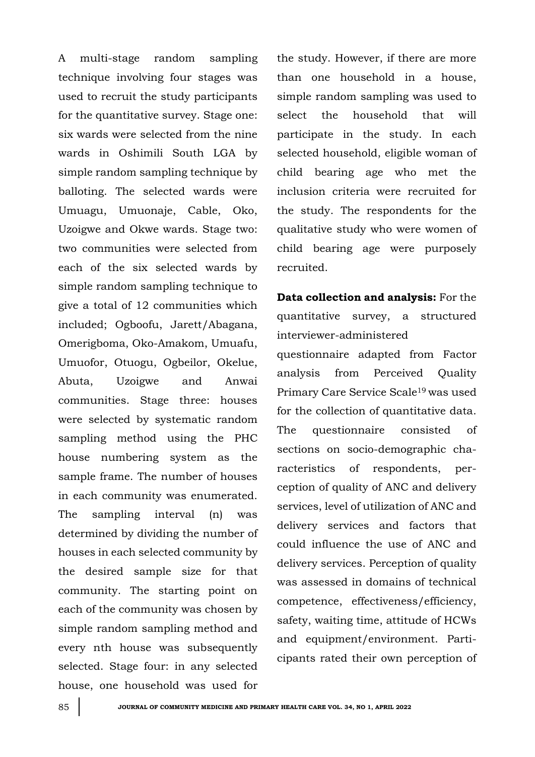A multi-stage random sampling technique involving four stages was used to recruit the study participants for the quantitative survey. Stage one: six wards were selected from the nine wards in Oshimili South LGA by simple random sampling technique by balloting. The selected wards were Umuagu, Umuonaje, Cable, Oko, Uzoigwe and Okwe wards. Stage two: two communities were selected from each of the six selected wards by simple random sampling technique to give a total of 12 communities which included; Ogboofu, Jarett/Abagana, Omerigboma, Oko-Amakom, Umuafu, Umuofor, Otuogu, Ogbeilor, Okelue, Abuta, Uzoigwe and Anwai communities. Stage three: houses were selected by systematic random sampling method using the PHC house numbering system as the sample frame. The number of houses in each community was enumerated. The sampling interval (n) was determined by dividing the number of houses in each selected community by the desired sample size for that community. The starting point on each of the community was chosen by simple random sampling method and every nth house was subsequently selected. Stage four: in any selected house, one household was used for the study. However, if there are more than one household in a house, simple random sampling was used to select the household that will participate in the study. In each selected household, eligible woman of child bearing age who met the inclusion criteria were recruited for the study. The respondents for the qualitative study who were women of child bearing age were purposely recruited.

**Data collection and analysis:** For the quantitative survey, a structured interviewer-administered questionnaire adapted from Factor analysis from Perceived Quality Primary Care Service Scale[19] was used for the collection of quantitative data. The questionnaire consisted of sections on socio-demographic characteristics of respondents, perception of quality of ANC and delivery services, level of utilization of ANC and delivery services and factors that could influence the use of ANC and delivery services. Perception of quality was assessed in domains of technical competence, effectiveness/efficiency, safety, waiting time, attitude of HCWs and equipment/environment. Participants rated their own perception of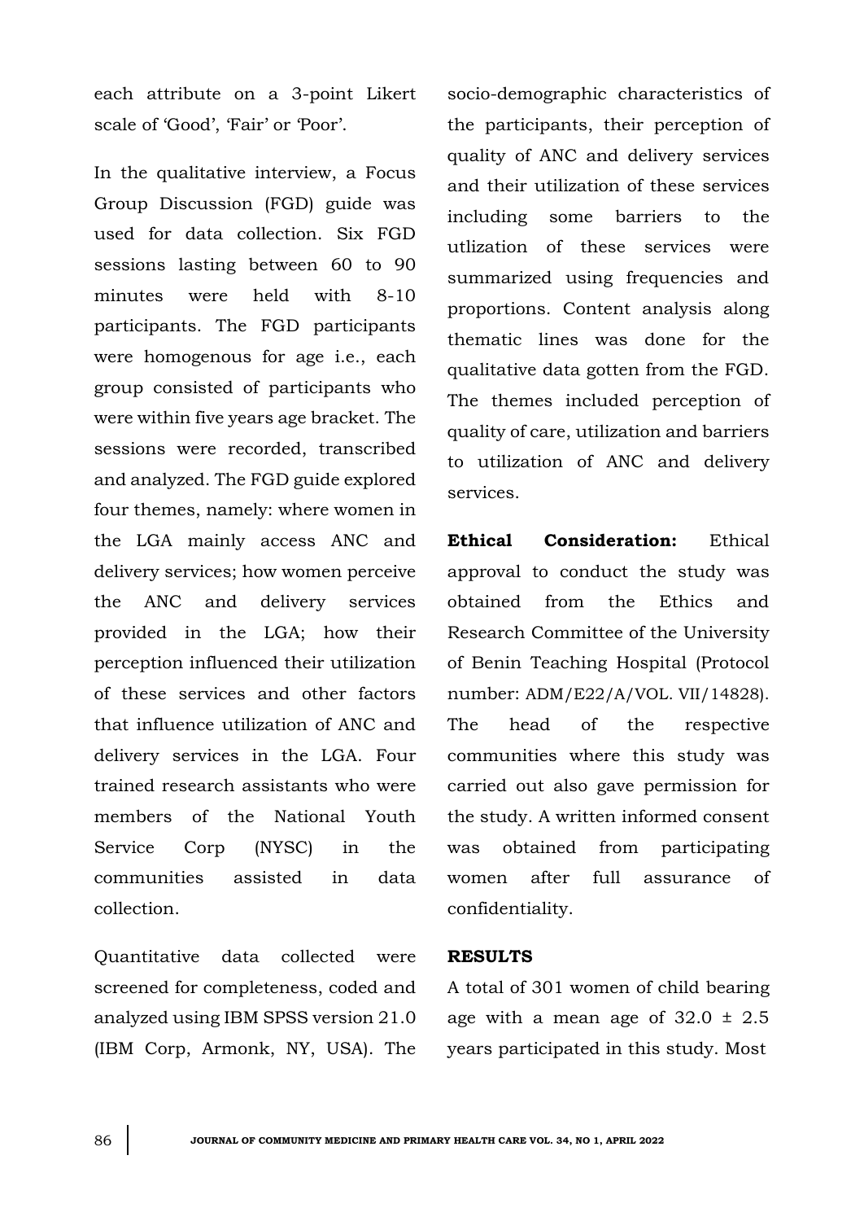each attribute on a 3-point Likert scale of 'Good', 'Fair' or 'Poor'.

In the qualitative interview, a Focus Group Discussion (FGD) guide was used for data collection. Six FGD sessions lasting between 60 to 90 minutes were held with 8-10 participants. The FGD participants were homogenous for age i.e., each group consisted of participants who were within five years age bracket. The sessions were recorded, transcribed and analyzed. The FGD guide explored four themes, namely: where women in the LGA mainly access ANC and delivery services; how women perceive the ANC and delivery services provided in the LGA; how their perception influenced their utilization of these services and other factors that influence utilization of ANC and delivery services in the LGA. Four trained research assistants who were members of the National Youth Service Corp (NYSC) in the communities assisted in data collection.

Quantitative data collected were screened for completeness, coded and analyzed using IBM SPSS version 21.0 (IBM Corp, Armonk, NY, USA). The socio-demographic characteristics of the participants, their perception of quality of ANC and delivery services and their utilization of these services including some barriers to the utlization of these services were summarized using frequencies and proportions. Content analysis along thematic lines was done for the qualitative data gotten from the FGD. The themes included perception of quality of care, utilization and barriers to utilization of ANC and delivery services.

**Ethical Consideration:** Ethical approval to conduct the study was obtained from the Ethics and Research Committee of the University of Benin Teaching Hospital (Protocol number: ADM/E22/A/VOL. VII/14828). The head of the respective communities where this study was carried out also gave permission for the study. A written informed consent was obtained from participating women after full assurance of confidentiality.

## RESULTS

A total of 301 women of child bearing age with a mean age of 32.0 ± 2.5 years participated in this study. Most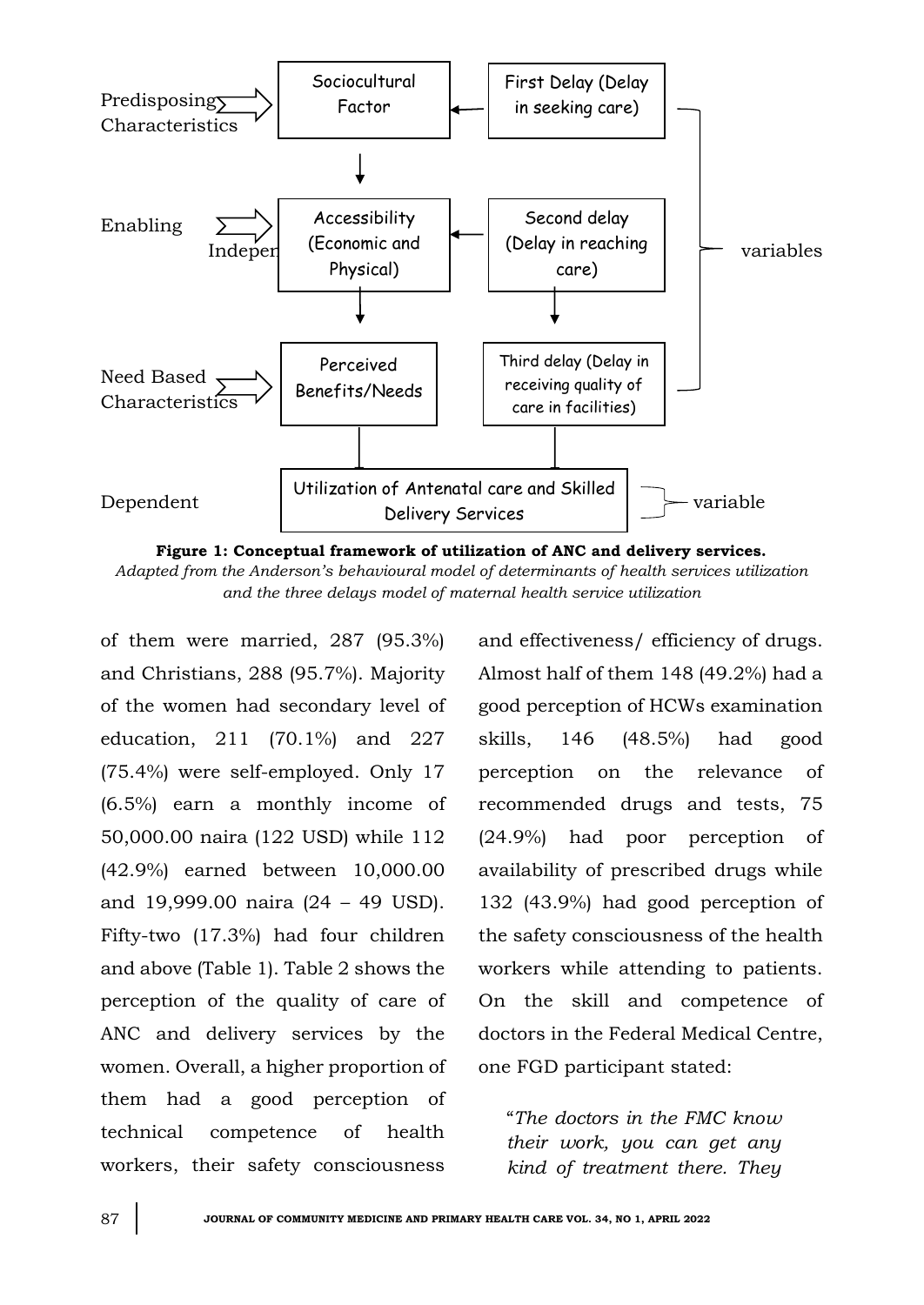Predisposing Characteristics → Sociocultural Factor ← First Delay (Delay in seeking care)

Enabling Independent → Accessibility (Economic and Physical) ← Second delay (Delay in reaching care)

Need Based Characteristics → Perceived Benefits/Needs | Third delay (Delay in receiving quality of care in facilities)

variables

Dependent → Utilization of Antenatal care and Skilled Delivery Services — variable

**Figure 1: Conceptual framework of utilization of ANC and delivery services.**
*Adapted from the Anderson's behavioural model of determinants of health services utilization and the three delays model of maternal health service utilization*

of them were married, 287 (95.3%) and Christians, 288 (95.7%). Majority of the women had secondary level of education, 211 (70.1%) and 227 (75.4%) were self-employed. Only 17 (6.5%) earn a monthly income of 50,000.00 naira (122 USD) while 112 (42.9%) earned between 10,000.00 and 19,999.00 naira (24 – 49 USD). Fifty-two (17.3%) had four children and above (Table 1). Table 2 shows the perception of the quality of care of ANC and delivery services by the women. Overall, a higher proportion of them had a good perception of technical competence of health workers, their safety consciousness and effectiveness/ efficiency of drugs. Almost half of them 148 (49.2%) had a good perception of HCWs examination skills, 146 (48.5%) had good perception on the relevance of recommended drugs and tests, 75 (24.9%) had poor perception of availability of prescribed drugs while 132 (43.9%) had good perception of the safety consciousness of the health workers while attending to patients. On the skill and competence of doctors in the Federal Medical Centre, one FGD participant stated:

"*The doctors in the FMC know their work, you can get any kind of treatment there. They*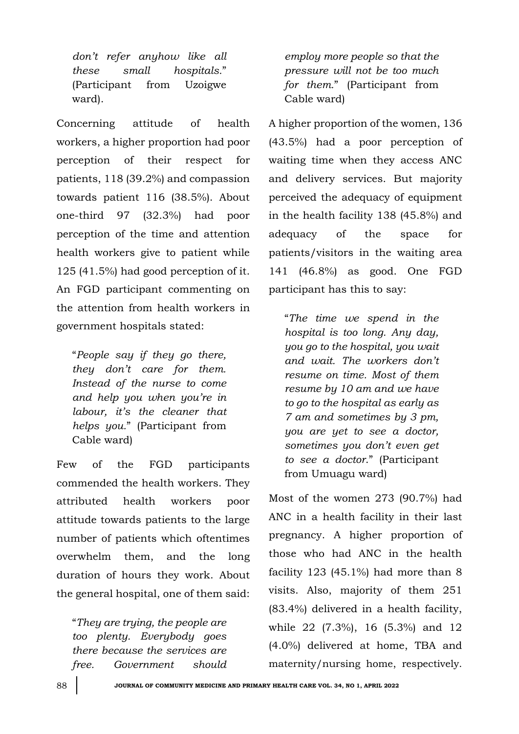*don't refer anyhow like all these small hospitals*." (Participant from Uzoigwe ward).

Concerning attitude of health workers, a higher proportion had poor perception of their respect for patients, 118 (39.2%) and compassion towards patient 116 (38.5%). About one-third 97 (32.3%) had poor perception of the time and attention health workers give to patient while 125 (41.5%) had good perception of it. An FGD participant commenting on the attention from health workers in government hospitals stated:

"*People say if they go there, they don't care for them. Instead of the nurse to come and help you when you're in labour, it's the cleaner that helps you.*" (Participant from Cable ward)

Few of the FGD participants commended the health workers. They attributed health workers poor attitude towards patients to the large number of patients which oftentimes overwhelm them, and the long duration of hours they work. About the general hospital, one of them said:

"*They are trying, the people are too plenty. Everybody goes there because the services are free. Government should employ more people so that the pressure will not be too much for them.*" (Participant from Cable ward)

A higher proportion of the women, 136 (43.5%) had a poor perception of waiting time when they access ANC and delivery services. But majority perceived the adequacy of equipment in the health facility 138 (45.8%) and adequacy of the space for patients/visitors in the waiting area 141 (46.8%) as good. One FGD participant has this to say:

"*The time we spend in the hospital is too long. Any day, you go to the hospital, you wait and wait. The workers don't resume on time. Most of them resume by 10 am and we have to go to the hospital as early as 7 am and sometimes by 3 pm, you are yet to see a doctor, sometimes you don't even get to see a doctor.*" (Participant from Umuagu ward)

Most of the women 273 (90.7%) had ANC in a health facility in their last pregnancy. A higher proportion of those who had ANC in the health facility 123 (45.1%) had more than 8 visits. Also, majority of them 251 (83.4%) delivered in a health facility, while 22 (7.3%), 16 (5.3%) and 12 (4.0%) delivered at home, TBA and maternity/nursing home, respectively.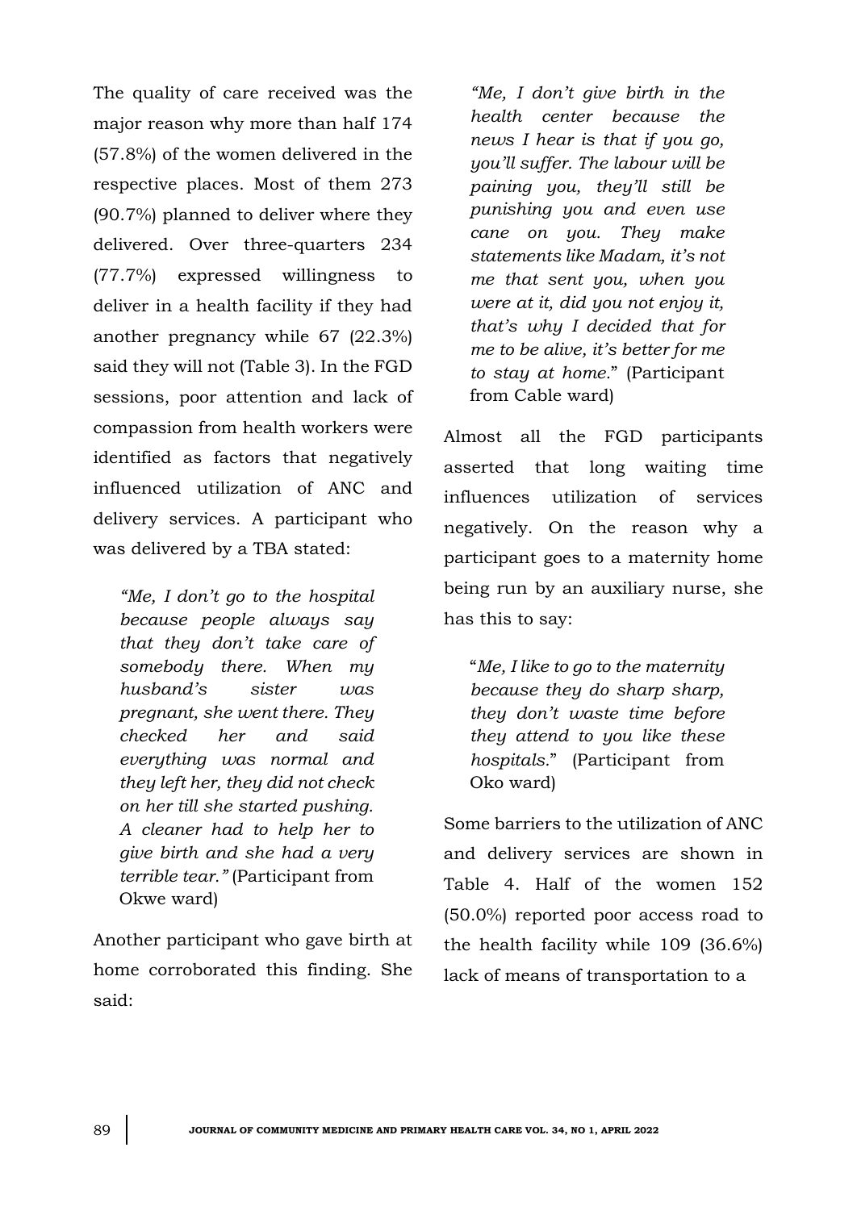The quality of care received was the major reason why more than half 174 (57.8%) of the women delivered in the respective places. Most of them 273 (90.7%) planned to deliver where they delivered. Over three-quarters 234 (77.7%) expressed willingness to deliver in a health facility if they had another pregnancy while 67 (22.3%) said they will not (Table 3). In the FGD sessions, poor attention and lack of compassion from health workers were identified as factors that negatively influenced utilization of ANC and delivery services. A participant who was delivered by a TBA stated:

> *"Me, I don't go to the hospital because people always say that they don't take care of somebody there. When my husband's sister was pregnant, she went there. They checked her and said everything was normal and they left her, they did not check on her till she started pushing. A cleaner had to help her to give birth and she had a very terrible tear."* (Participant from Okwe ward)

Another participant who gave birth at home corroborated this finding. She said:

> *"Me, I don't give birth in the health center because the news I hear is that if you go, you'll suffer. The labour will be paining you, they'll still be punishing you and even use cane on you. They make statements like Madam, it's not me that sent you, when you were at it, did you not enjoy it, that's why I decided that for me to be alive, it's better for me to stay at home."* (Participant from Cable ward)

Almost all the FGD participants asserted that long waiting time influences utilization of services negatively. On the reason why a participant goes to a maternity home being run by an auxiliary nurse, she has this to say:

> "*Me, I like to go to the maternity because they do sharp sharp, they don't waste time before they attend to you like these hospitals.*" (Participant from Oko ward)

Some barriers to the utilization of ANC and delivery services are shown in Table 4. Half of the women 152 (50.0%) reported poor access road to the health facility while 109 (36.6%) lack of means of transportation to a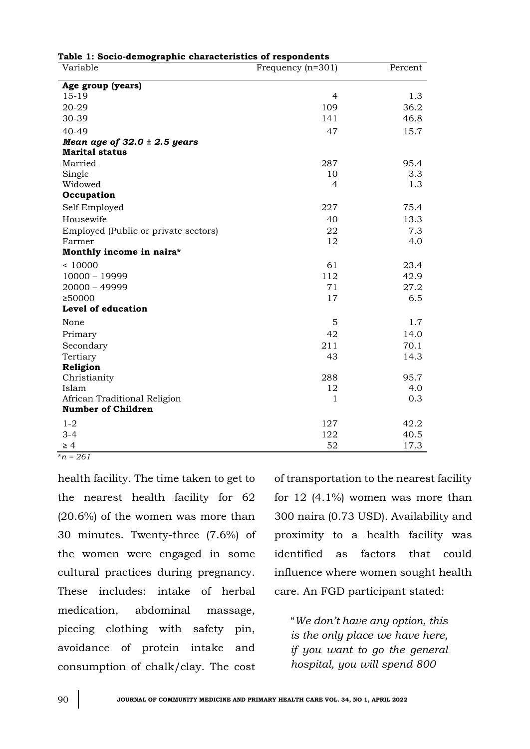**Table 1: Socio-demographic characteristics of respondents**

| Variable | Frequency (n=301) | Percent |
|---|---|---|
| **Age group (years)** | | |
| 15-19 | 4 | 1.3 |
| 20-29 | 109 | 36.2 |
| 30-39 | 141 | 46.8 |
| 40-49 | 47 | 15.7 |
| ***Mean age of 32.0 ± 2.5 years*** | | |
| **Marital status** | | |
| Married | 287 | 95.4 |
| Single | 10 | 3.3 |
| Widowed | 4 | 1.3 |
| **Occupation** | | |
| Self Employed | 227 | 75.4 |
| Housewife | 40 | 13.3 |
| Employed (Public or private sectors) | 22 | 7.3 |
| Farmer | 12 | 4.0 |
| **Monthly income in naira*** | | |
| < 10000 | 61 | 23.4 |
| 10000 – 19999 | 112 | 42.9 |
| 20000 – 49999 | 71 | 27.2 |
| ≥50000 | 17 | 6.5 |
| **Level of education** | | |
| None | 5 | 1.7 |
| Primary | 42 | 14.0 |
| Secondary | 211 | 70.1 |
| Tertiary | 43 | 14.3 |
| **Religion** | | |
| Christianity | 288 | 95.7 |
| Islam | 12 | 4.0 |
| African Traditional Religion | 1 | 0.3 |
| **Number of Children** | | |
| 1-2 | 127 | 42.2 |
| 3-4 | 122 | 40.5 |
| ≥ 4 | 52 | 17.3 |

*\*n = 261*

health facility. The time taken to get to the nearest health facility for 62 (20.6%) of the women was more than 30 minutes. Twenty-three (7.6%) of the women were engaged in some cultural practices during pregnancy. These includes: intake of herbal medication, abdominal massage, piecing clothing with safety pin, avoidance of protein intake and consumption of chalk/clay. The cost of transportation to the nearest facility for 12 (4.1%) women was more than 300 naira (0.73 USD). Availability and proximity to a health facility was identified as factors that could influence where women sought health care. An FGD participant stated:

> "*We don't have any option, this is the only place we have here, if you want to go the general hospital, you will spend 800*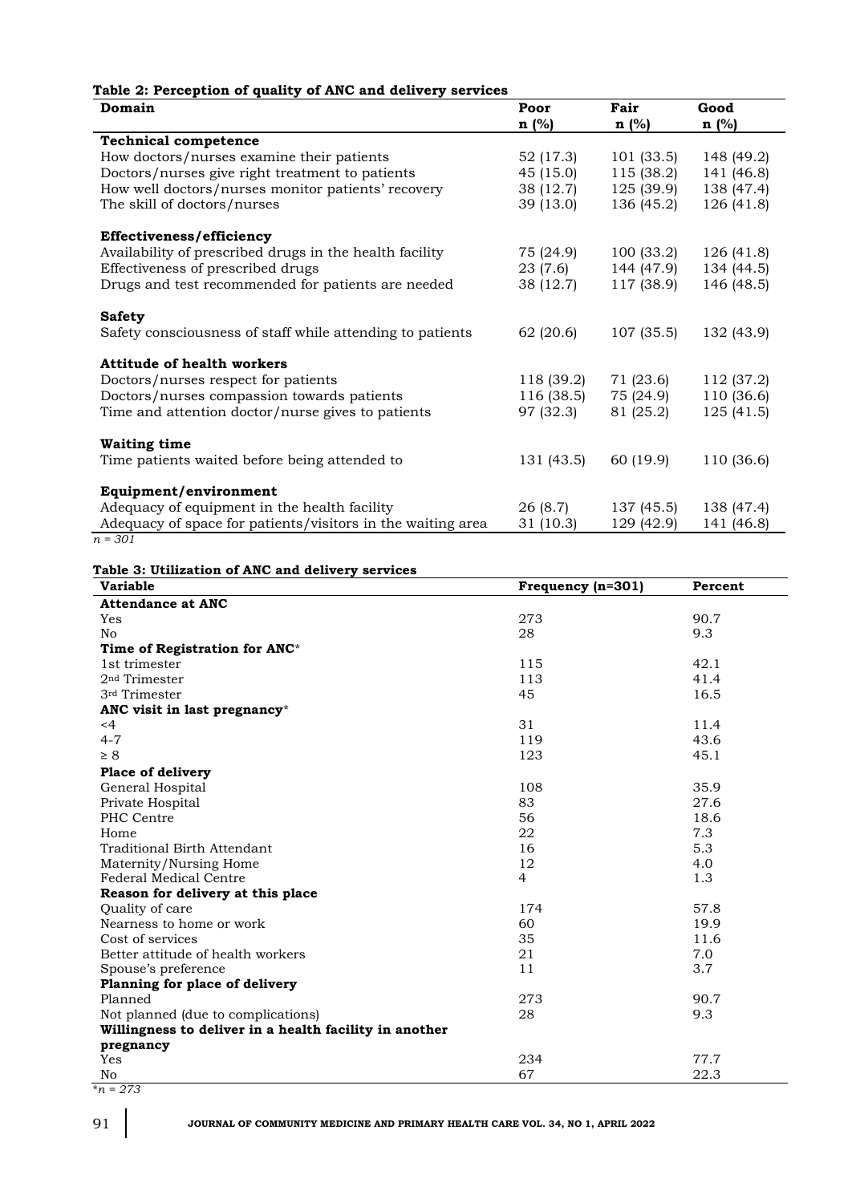**Table 2: Perception of quality of ANC and delivery services**

| Domain | Poor n (%) | Fair n (%) | Good n (%) |
|---|---|---|---|
| **Technical competence** | | | |
| How doctors/nurses examine their patients | 52 (17.3) | 101 (33.5) | 148 (49.2) |
| Doctors/nurses give right treatment to patients | 45 (15.0) | 115 (38.2) | 141 (46.8) |
| How well doctors/nurses monitor patients' recovery | 38 (12.7) | 125 (39.9) | 138 (47.4) |
| The skill of doctors/nurses | 39 (13.0) | 136 (45.2) | 126 (41.8) |
| **Effectiveness/efficiency** | | | |
| Availability of prescribed drugs in the health facility | 75 (24.9) | 100 (33.2) | 126 (41.8) |
| Effectiveness of prescribed drugs | 23 (7.6) | 144 (47.9) | 134 (44.5) |
| Drugs and test recommended for patients are needed | 38 (12.7) | 117 (38.9) | 146 (48.5) |
| **Safety** | | | |
| Safety consciousness of staff while attending to patients | 62 (20.6) | 107 (35.5) | 132 (43.9) |
| **Attitude of health workers** | | | |
| Doctors/nurses respect for patients | 118 (39.2) | 71 (23.6) | 112 (37.2) |
| Doctors/nurses compassion towards patients | 116 (38.5) | 75 (24.9) | 110 (36.6) |
| Time and attention doctor/nurse gives to patients | 97 (32.3) | 81 (25.2) | 125 (41.5) |
| **Waiting time** | | | |
| Time patients waited before being attended to | 131 (43.5) | 60 (19.9) | 110 (36.6) |
| **Equipment/environment** | | | |
| Adequacy of equipment in the health facility | 26 (8.7) | 137 (45.5) | 138 (47.4) |
| Adequacy of space for patients/visitors in the waiting area | 31 (10.3) | 129 (42.9) | 141 (46.8) |

*n = 301*

**Table 3: Utilization of ANC and delivery services**

| Variable | Frequency (n=301) | Percent |
|---|---|---|
| **Attendance at ANC** | | |
| Yes | 273 | 90.7 |
| No | 28 | 9.3 |
| **Time of Registration for ANC*** | | |
| 1st trimester | 115 | 42.1 |
| 2nd Trimester | 113 | 41.4 |
| 3rd Trimester | 45 | 16.5 |
| **ANC visit in last pregnancy*** | | |
| <4 | 31 | 11.4 |
| 4-7 | 119 | 43.6 |
| ≥ 8 | 123 | 45.1 |
| **Place of delivery** | | |
| General Hospital | 108 | 35.9 |
| Private Hospital | 83 | 27.6 |
| PHC Centre | 56 | 18.6 |
| Home | 22 | 7.3 |
| Traditional Birth Attendant | 16 | 5.3 |
| Maternity/Nursing Home | 12 | 4.0 |
| Federal Medical Centre | 4 | 1.3 |
| **Reason for delivery at this place** | | |
| Quality of care | 174 | 57.8 |
| Nearness to home or work | 60 | 19.9 |
| Cost of services | 35 | 11.6 |
| Better attitude of health workers | 21 | 7.0 |
| Spouse's preference | 11 | 3.7 |
| **Planning for place of delivery** | | |
| Planned | 273 | 90.7 |
| Not planned (due to complications) | 28 | 9.3 |
| **Willingness to deliver in a health facility in another pregnancy** | | |
| Yes | 234 | 77.7 |
| No | 67 | 22.3 |

*\*n = 273*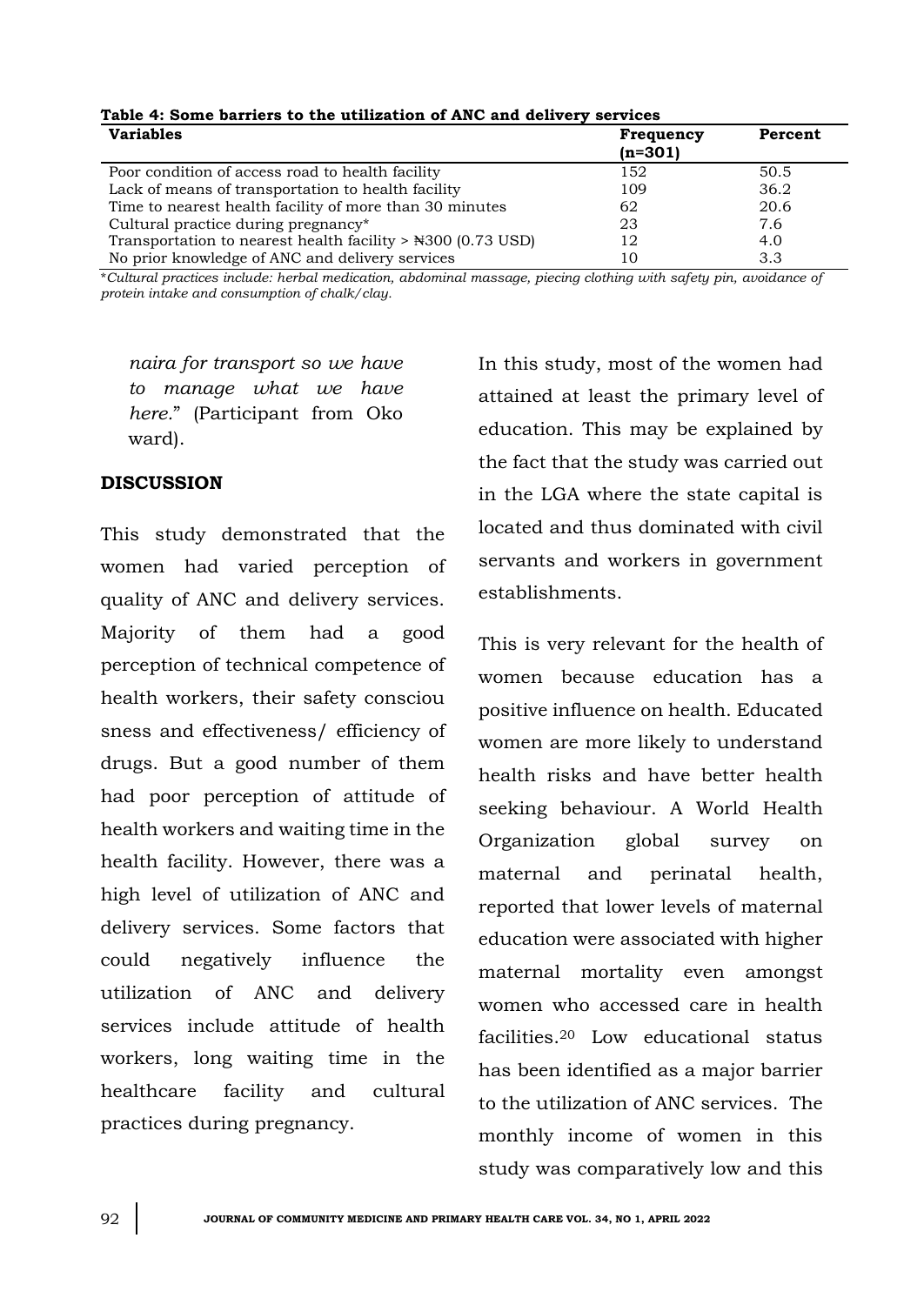**Table 4: Some barriers to the utilization of ANC and delivery services**

| Variables | Frequency (n=301) | Percent |
|---|---|---|
| Poor condition of access road to health facility | 152 | 50.5 |
| Lack of means of transportation to health facility | 109 | 36.2 |
| Time to nearest health facility of more than 30 minutes | 62 | 20.6 |
| Cultural practice during pregnancy* | 23 | 7.6 |
| Transportation to nearest health facility > ₦300 (0.73 USD) | 12 | 4.0 |
| No prior knowledge of ANC and delivery services | 10 | 3.3 |

**Cultural practices include: herbal medication, abdominal massage, piecing clothing with safety pin, avoidance of protein intake and consumption of chalk/clay.*

> *naira for transport so we have to manage what we have here*." (Participant from Oko ward).

## DISCUSSION

This study demonstrated that the women had varied perception of quality of ANC and delivery services. Majority of them had a good perception of technical competence of health workers, their safety consciou sness and effectiveness/ efficiency of drugs. But a good number of them had poor perception of attitude of health workers and waiting time in the health facility. However, there was a high level of utilization of ANC and delivery services. Some factors that could negatively influence the utilization of ANC and delivery services include attitude of health workers, long waiting time in the healthcare facility and cultural practices during pregnancy.

In this study, most of the women had attained at least the primary level of education. This may be explained by the fact that the study was carried out in the LGA where the state capital is located and thus dominated with civil servants and workers in government establishments.

This is very relevant for the health of women because education has a positive influence on health. Educated women are more likely to understand health risks and have better health seeking behaviour. A World Health Organization global survey on maternal and perinatal health, reported that lower levels of maternal education were associated with higher maternal mortality even amongst women who accessed care in health facilities.[20] Low educational status has been identified as a major barrier to the utilization of ANC services. The monthly income of women in this study was comparatively low and this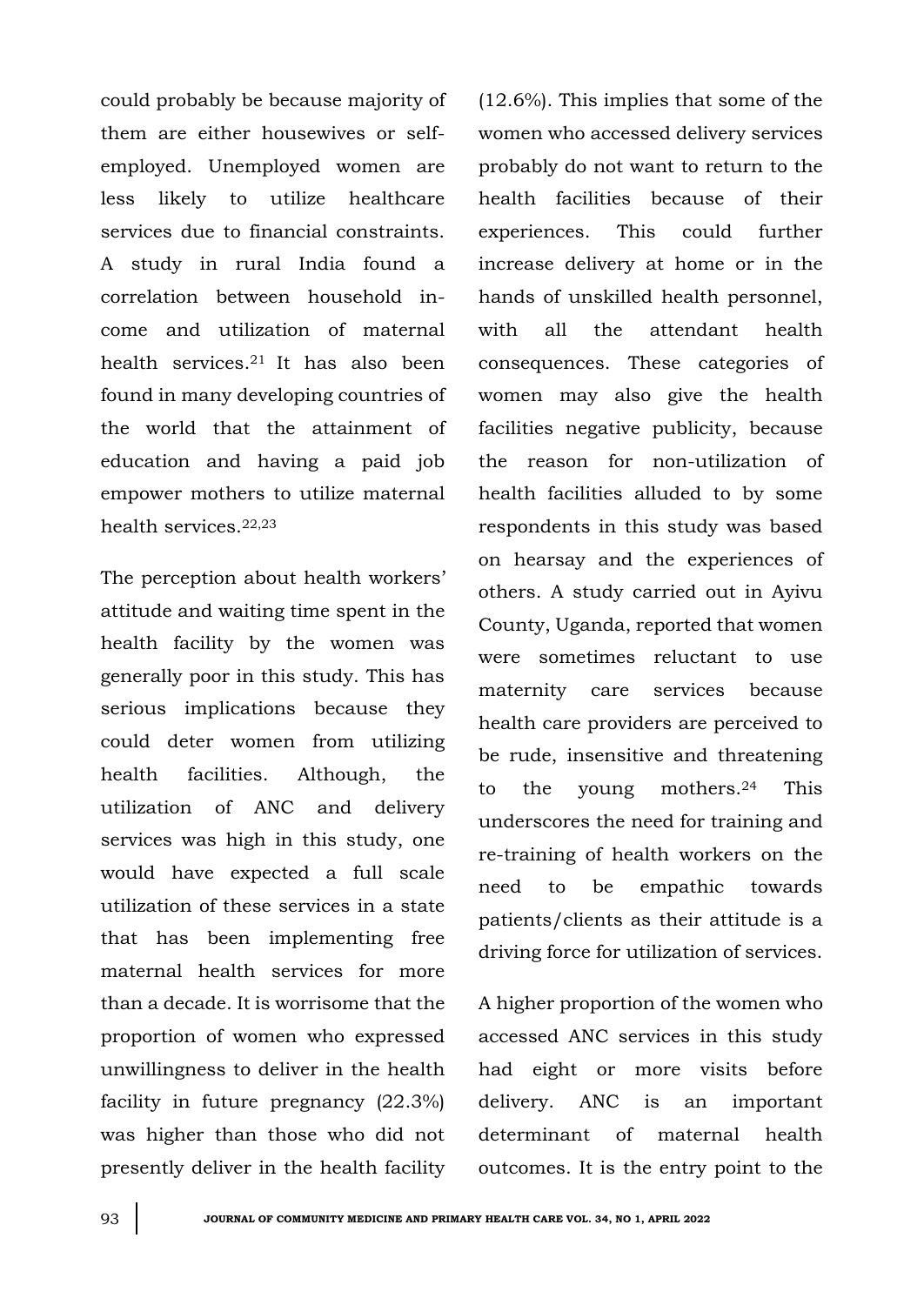could probably be because majority of them are either housewives or self-employed. Unemployed women are less likely to utilize healthcare services due to financial constraints. A study in rural India found a correlation between household income and utilization of maternal health services.[21] It has also been found in many developing countries of the world that the attainment of education and having a paid job empower mothers to utilize maternal health services.[22,23]

The perception about health workers' attitude and waiting time spent in the health facility by the women was generally poor in this study. This has serious implications because they could deter women from utilizing health facilities. Although, the utilization of ANC and delivery services was high in this study, one would have expected a full scale utilization of these services in a state that has been implementing free maternal health services for more than a decade. It is worrisome that the proportion of women who expressed unwillingness to deliver in the health facility in future pregnancy (22.3%) was higher than those who did not presently deliver in the health facility (12.6%). This implies that some of the women who accessed delivery services probably do not want to return to the health facilities because of their experiences. This could further increase delivery at home or in the hands of unskilled health personnel, with all the attendant health consequences. These categories of women may also give the health facilities negative publicity, because the reason for non-utilization of health facilities alluded to by some respondents in this study was based on hearsay and the experiences of others. A study carried out in Ayivu County, Uganda, reported that women were sometimes reluctant to use maternity care services because health care providers are perceived to be rude, insensitive and threatening to the young mothers.[24] This underscores the need for training and re-training of health workers on the need to be empathic towards patients/clients as their attitude is a driving force for utilization of services.

A higher proportion of the women who accessed ANC services in this study had eight or more visits before delivery. ANC is an important determinant of maternal health outcomes. It is the entry point to the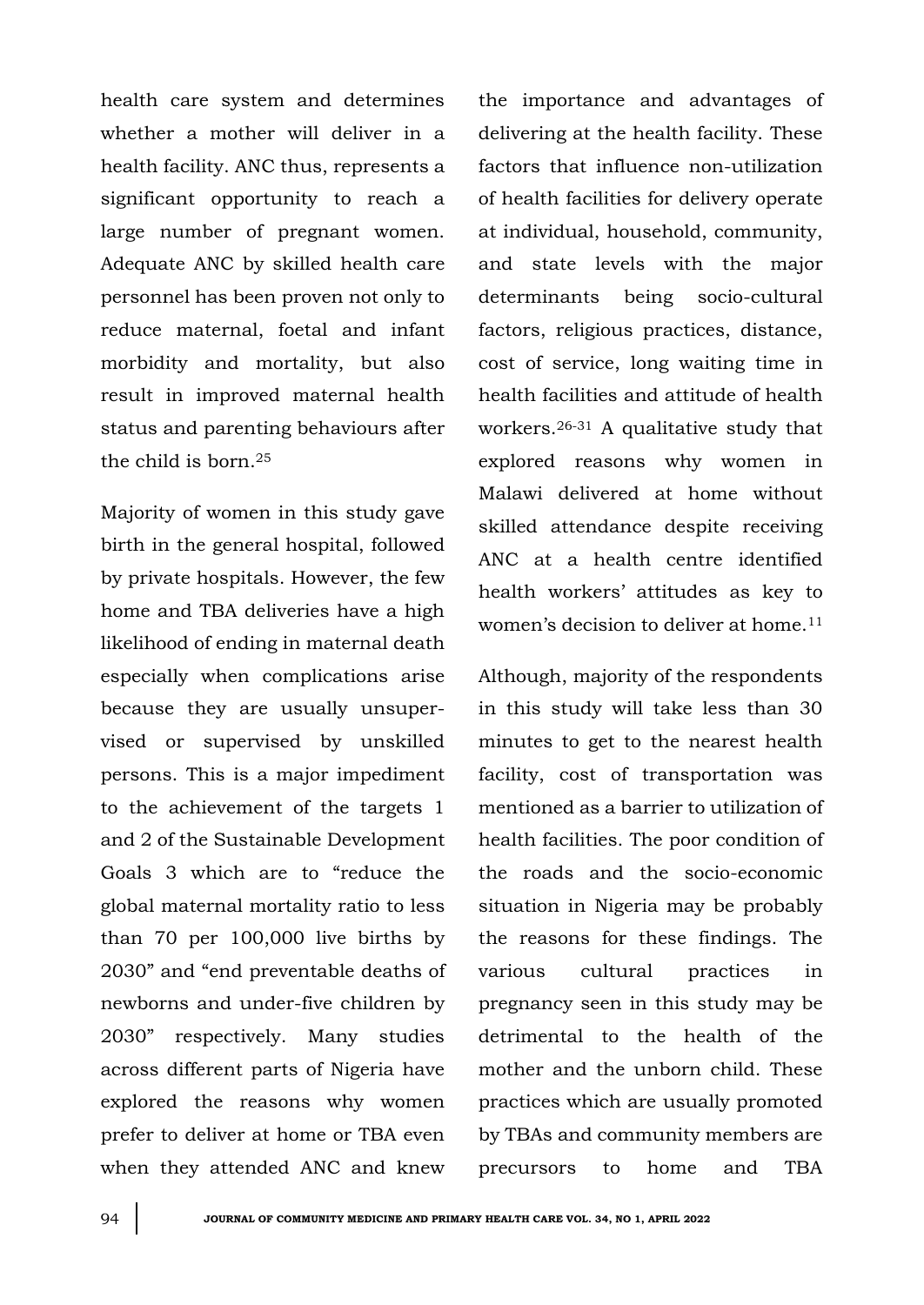health care system and determines whether a mother will deliver in a health facility. ANC thus, represents a significant opportunity to reach a large number of pregnant women. Adequate ANC by skilled health care personnel has been proven not only to reduce maternal, foetal and infant morbidity and mortality, but also result in improved maternal health status and parenting behaviours after the child is born.[25]

Majority of women in this study gave birth in the general hospital, followed by private hospitals. However, the few home and TBA deliveries have a high likelihood of ending in maternal death especially when complications arise because they are usually unsupervised or supervised by unskilled persons. This is a major impediment to the achievement of the targets 1 and 2 of the Sustainable Development Goals 3 which are to "reduce the global maternal mortality ratio to less than 70 per 100,000 live births by 2030" and "end preventable deaths of newborns and under-five children by 2030" respectively. Many studies across different parts of Nigeria have explored the reasons why women prefer to deliver at home or TBA even when they attended ANC and knew the importance and advantages of delivering at the health facility. These factors that influence non-utilization of health facilities for delivery operate at individual, household, community, and state levels with the major determinants being socio-cultural factors, religious practices, distance, cost of service, long waiting time in health facilities and attitude of health workers.[26-31] A qualitative study that explored reasons why women in Malawi delivered at home without skilled attendance despite receiving ANC at a health centre identified health workers' attitudes as key to women's decision to deliver at home.[11]

Although, majority of the respondents in this study will take less than 30 minutes to get to the nearest health facility, cost of transportation was mentioned as a barrier to utilization of health facilities. The poor condition of the roads and the socio-economic situation in Nigeria may be probably the reasons for these findings. The various cultural practices in pregnancy seen in this study may be detrimental to the health of the mother and the unborn child. These practices which are usually promoted by TBAs and community members are precursors to home and TBA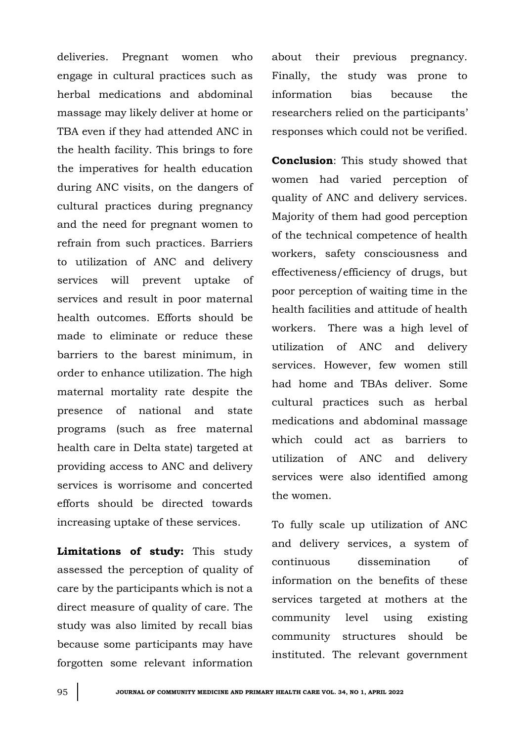deliveries. Pregnant women who engage in cultural practices such as herbal medications and abdominal massage may likely deliver at home or TBA even if they had attended ANC in the health facility. This brings to fore the imperatives for health education during ANC visits, on the dangers of cultural practices during pregnancy and the need for pregnant women to refrain from such practices. Barriers to utilization of ANC and delivery services will prevent uptake of services and result in poor maternal health outcomes. Efforts should be made to eliminate or reduce these barriers to the barest minimum, in order to enhance utilization. The high maternal mortality rate despite the presence of national and state programs (such as free maternal health care in Delta state) targeted at providing access to ANC and delivery services is worrisome and concerted efforts should be directed towards increasing uptake of these services.

**Limitations of study:** This study assessed the perception of quality of care by the participants which is not a direct measure of quality of care. The study was also limited by recall bias because some participants may have forgotten some relevant information about their previous pregnancy. Finally, the study was prone to information bias because the researchers relied on the participants' responses which could not be verified.

**Conclusion**: This study showed that women had varied perception of quality of ANC and delivery services. Majority of them had good perception of the technical competence of health workers, safety consciousness and effectiveness/efficiency of drugs, but poor perception of waiting time in the health facilities and attitude of health workers. There was a high level of utilization of ANC and delivery services. However, few women still had home and TBAs deliver. Some cultural practices such as herbal medications and abdominal massage which could act as barriers to utilization of ANC and delivery services were also identified among the women.

To fully scale up utilization of ANC and delivery services, a system of continuous dissemination of information on the benefits of these services targeted at mothers at the community level using existing community structures should be instituted. The relevant government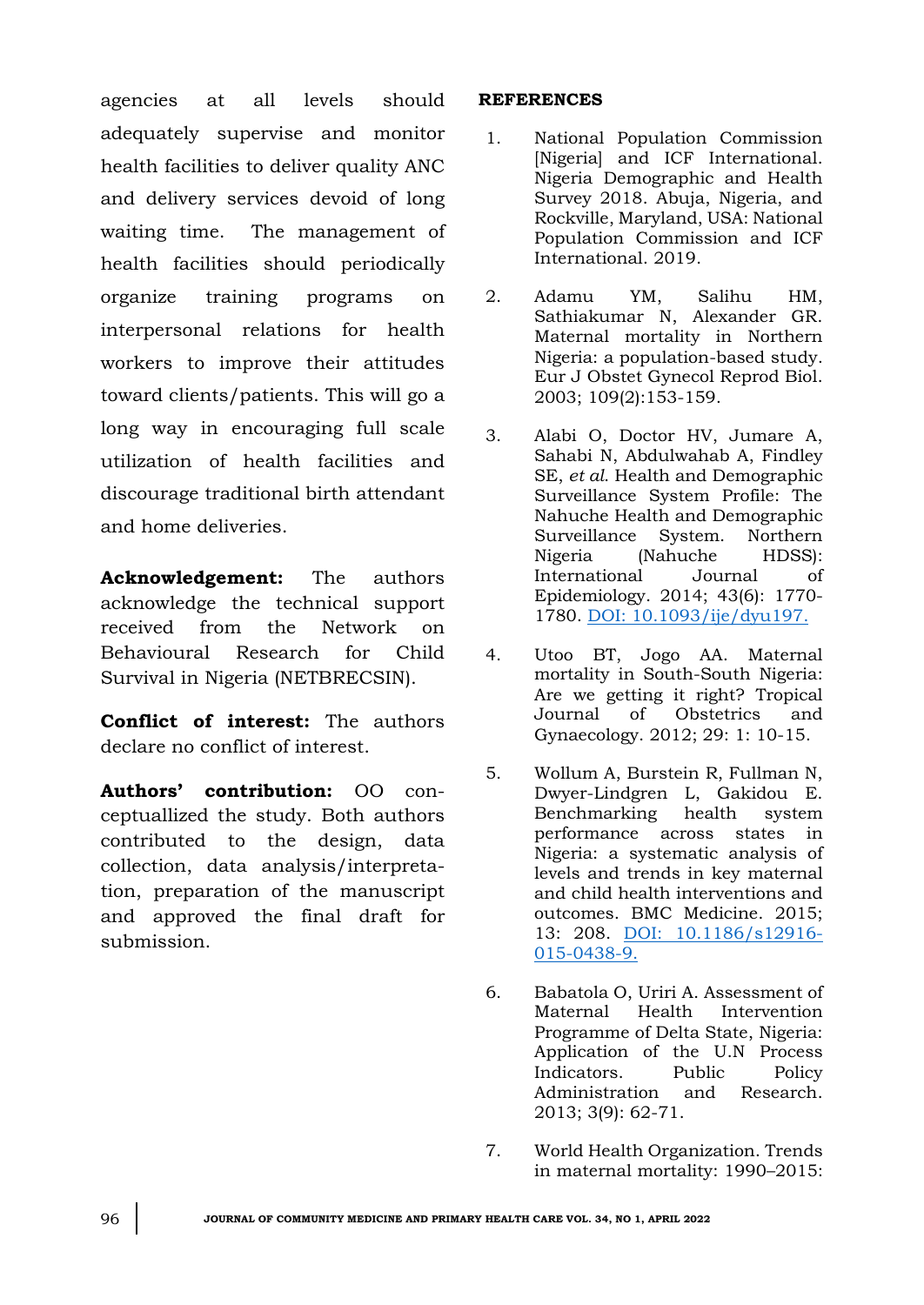agencies at all levels should adequately supervise and monitor health facilities to deliver quality ANC and delivery services devoid of long waiting time. The management of health facilities should periodically organize training programs on interpersonal relations for health workers to improve their attitudes toward clients/patients. This will go a long way in encouraging full scale utilization of health facilities and discourage traditional birth attendant and home deliveries.

**Acknowledgement:** The authors acknowledge the technical support received from the Network on Behavioural Research for Child Survival in Nigeria (NETBRECSIN).

**Conflict of interest:** The authors declare no conflict of interest.

**Authors' contribution:** OO conceptuallized the study. Both authors contributed to the design, data collection, data analysis/interpretation, preparation of the manuscript and approved the final draft for submission.

**REFERENCES**

1. National Population Commission [Nigeria] and ICF International. Nigeria Demographic and Health Survey 2018. Abuja, Nigeria, and Rockville, Maryland, USA: National Population Commission and ICF International. 2019.

2. Adamu YM, Salihu HM, Sathiakumar N, Alexander GR. Maternal mortality in Northern Nigeria: a population-based study. Eur J Obstet Gynecol Reprod Biol. 2003; 109(2):153-159.

3. Alabi O, Doctor HV, Jumare A, Sahabi N, Abdulwahab A, Findley SE, *et al*. Health and Demographic Surveillance System Profile: The Nahuche Health and Demographic Surveillance System. Northern Nigeria (Nahuche HDSS): International Journal of Epidemiology. 2014; 43(6): 1770-1780. DOI: 10.1093/ije/dyu197.

4. Utoo BT, Jogo AA. Maternal mortality in South-South Nigeria: Are we getting it right? Tropical Journal of Obstetrics and Gynaecology. 2012; 29: 1: 10-15.

5. Wollum A, Burstein R, Fullman N, Dwyer-Lindgren L, Gakidou E. Benchmarking health system performance across states in Nigeria: a systematic analysis of levels and trends in key maternal and child health interventions and outcomes. BMC Medicine. 2015; 13: 208. DOI: 10.1186/s12916-015-0438-9.

6. Babatola O, Uriri A. Assessment of Maternal Health Intervention Programme of Delta State, Nigeria: Application of the U.N Process Indicators. Public Policy Administration and Research. 2013; 3(9): 62-71.

7. World Health Organization. Trends in maternal mortality: 1990–2015: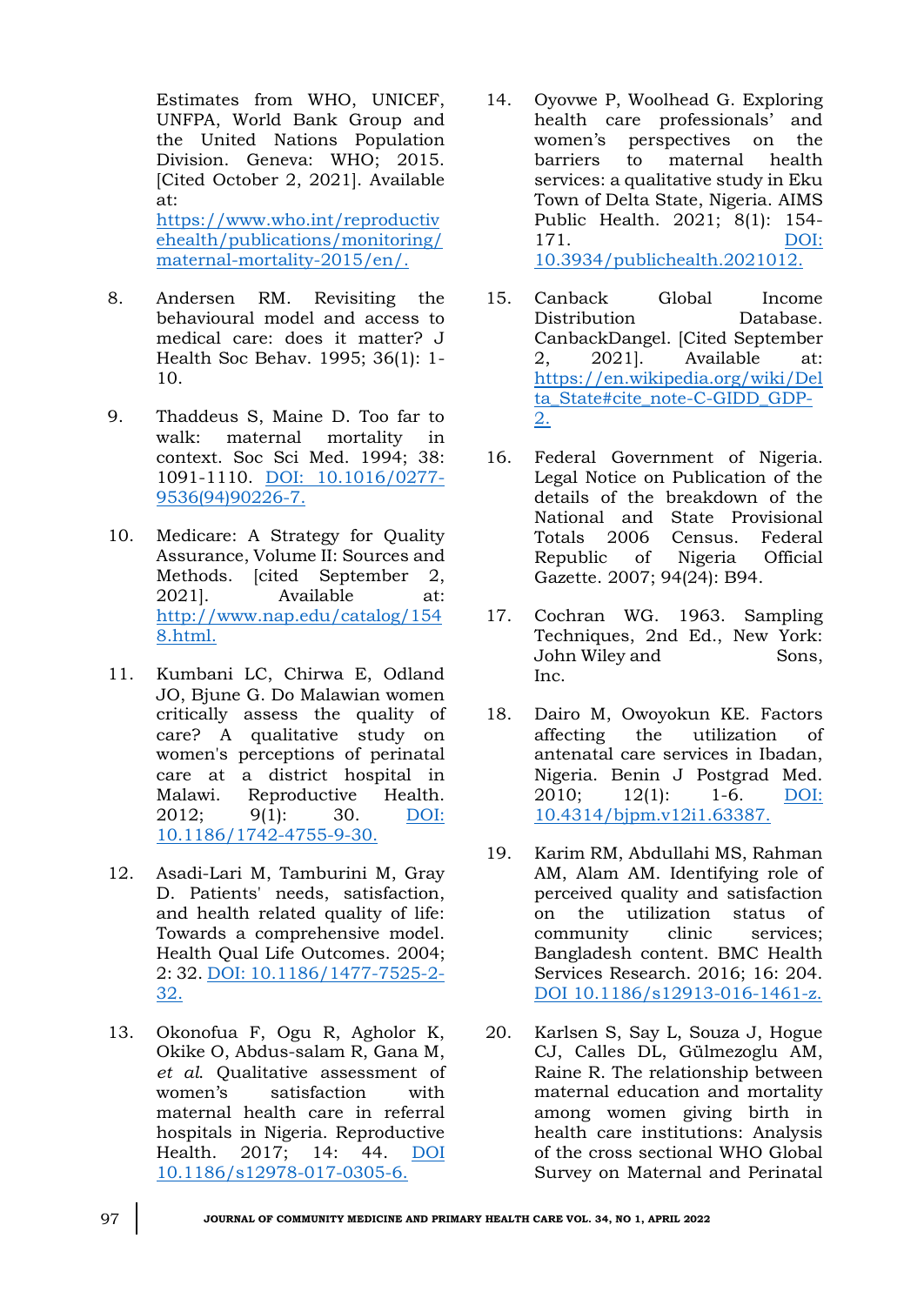Estimates from WHO, UNICEF, UNFPA, World Bank Group and the United Nations Population Division. Geneva: WHO; 2015. [Cited October 2, 2021]. Available at: https://www.who.int/reproductivehealth/publications/monitoring/maternal-mortality-2015/en/.

8. Andersen RM. Revisiting the behavioural model and access to medical care: does it matter? J Health Soc Behav. 1995; 36(1): 1-10.

9. Thaddeus S, Maine D. Too far to walk: maternal mortality in context. Soc Sci Med. 1994; 38: 1091-1110. DOI: 10.1016/0277-9536(94)90226-7.

10. Medicare: A Strategy for Quality Assurance, Volume II: Sources and Methods. [cited September 2, 2021]. Available at: http://www.nap.edu/catalog/1548.html.

11. Kumbani LC, Chirwa E, Odland JO, Bjune G. Do Malawian women critically assess the quality of care? A qualitative study on women's perceptions of perinatal care at a district hospital in Malawi. Reproductive Health. 2012; 9(1): 30. DOI: 10.1186/1742-4755-9-30.

12. Asadi-Lari M, Tamburini M, Gray D. Patients' needs, satisfaction, and health related quality of life: Towards a comprehensive model. Health Qual Life Outcomes. 2004; 2: 32. DOI: 10.1186/1477-7525-2-32.

13. Okonofua F, Ogu R, Agholor K, Okike O, Abdus-salam R, Gana M, *et al*. Qualitative assessment of women's satisfaction with maternal health care in referral hospitals in Nigeria. Reproductive Health. 2017; 14: 44. DOI 10.1186/s12978-017-0305-6.

14. Oyovwe P, Woolhead G. Exploring health care professionals' and women's perspectives on the barriers to maternal health services: a qualitative study in Eku Town of Delta State, Nigeria. AIMS Public Health. 2021; 8(1): 154-171. DOI: 10.3934/publichealth.2021012.

15. Canback Global Income Distribution Database. CanbackDangel. [Cited September 2, 2021]. Available at: https://en.wikipedia.org/wiki/Delta_State#cite_note-C-GIDD_GDP-2.

16. Federal Government of Nigeria. Legal Notice on Publication of the details of the breakdown of the National and State Provisional Totals 2006 Census. Federal Republic of Nigeria Official Gazette. 2007; 94(24): B94.

17. Cochran WG. 1963. Sampling Techniques, 2nd Ed., New York: John Wiley and Sons, Inc.

18. Dairo M, Owoyokun KE. Factors affecting the utilization of antenatal care services in Ibadan, Nigeria. Benin J Postgrad Med. 2010; 12(1): 1-6. DOI: 10.4314/bjpm.v12i1.63387.

19. Karim RM, Abdullahi MS, Rahman AM, Alam AM. Identifying role of perceived quality and satisfaction on the utilization status of community clinic services; Bangladesh content. BMC Health Services Research. 2016; 16: 204. DOI 10.1186/s12913-016-1461-z.

20. Karlsen S, Say L, Souza J, Hogue CJ, Calles DL, Gülmezoglu AM, Raine R. The relationship between maternal education and mortality among women giving birth in health care institutions: Analysis of the cross sectional WHO Global Survey on Maternal and Perinatal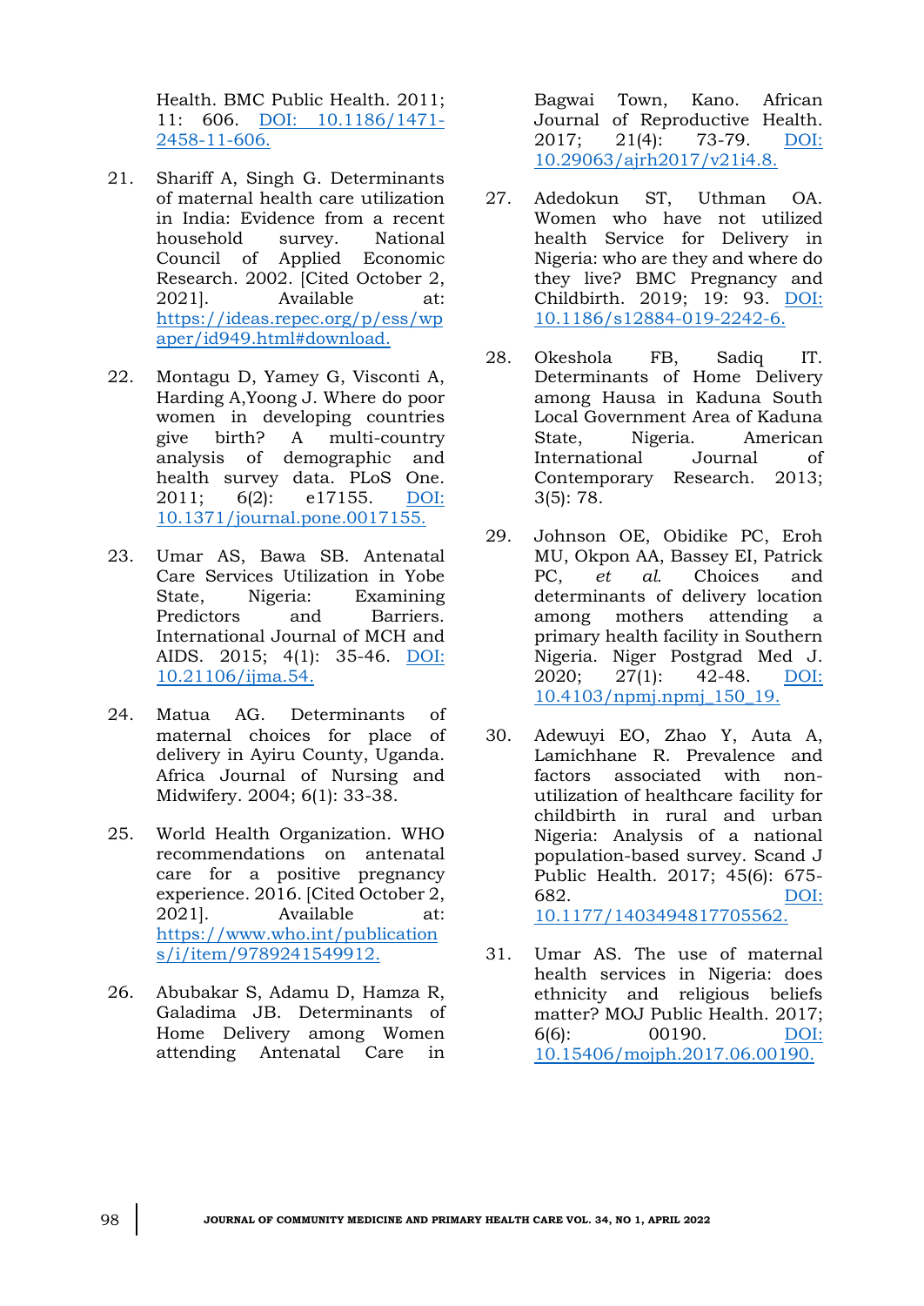Health. BMC Public Health. 2011; 11: 606. DOI: 10.1186/1471-2458-11-606.

21. Shariff A, Singh G. Determinants of maternal health care utilization in India: Evidence from a recent household survey. National Council of Applied Economic Research. 2002. [Cited October 2, 2021]. Available at: https://ideas.repec.org/p/ess/wpaper/id949.html#download.

22. Montagu D, Yamey G, Visconti A, Harding A,Yoong J. Where do poor women in developing countries give birth? A multi-country analysis of demographic and health survey data. PLoS One. 2011; 6(2): e17155. DOI: 10.1371/journal.pone.0017155.

23. Umar AS, Bawa SB. Antenatal Care Services Utilization in Yobe State, Nigeria: Examining Predictors and Barriers. International Journal of MCH and AIDS. 2015; 4(1): 35-46. DOI: 10.21106/ijma.54.

24. Matua AG. Determinants of maternal choices for place of delivery in Ayiru County, Uganda. Africa Journal of Nursing and Midwifery. 2004; 6(1): 33-38.

25. World Health Organization. WHO recommendations on antenatal care for a positive pregnancy experience. 2016. [Cited October 2, 2021]. Available at: https://www.who.int/publications/i/item/9789241549912.

26. Abubakar S, Adamu D, Hamza R, Galadima JB. Determinants of Home Delivery among Women attending Antenatal Care in Bagwai Town, Kano. African Journal of Reproductive Health. 2017; 21(4): 73-79. DOI: 10.29063/ajrh2017/v21i4.8.

27. Adedokun ST, Uthman OA. Women who have not utilized health Service for Delivery in Nigeria: who are they and where do they live? BMC Pregnancy and Childbirth. 2019; 19: 93. DOI: 10.1186/s12884-019-2242-6.

28. Okeshola FB, Sadiq IT. Determinants of Home Delivery among Hausa in Kaduna South Local Government Area of Kaduna State, Nigeria. American International Journal of Contemporary Research. 2013; 3(5): 78.

29. Johnson OE, Obidike PC, Eroh MU, Okpon AA, Bassey EI, Patrick PC, *et al.* Choices and determinants of delivery location among mothers attending a primary health facility in Southern Nigeria. Niger Postgrad Med J. 2020; 27(1): 42-48. DOI: 10.4103/npmj.npmj_150_19.

30. Adewuyi EO, Zhao Y, Auta A, Lamichhane R. Prevalence and factors associated with non-utilization of healthcare facility for childbirth in rural and urban Nigeria: Analysis of a national population-based survey. Scand J Public Health. 2017; 45(6): 675-682. DOI: 10.1177/1403494817705562.

31. Umar AS. The use of maternal health services in Nigeria: does ethnicity and religious beliefs matter? MOJ Public Health. 2017; 6(6): 00190. DOI: 10.15406/mojph.2017.06.00190.